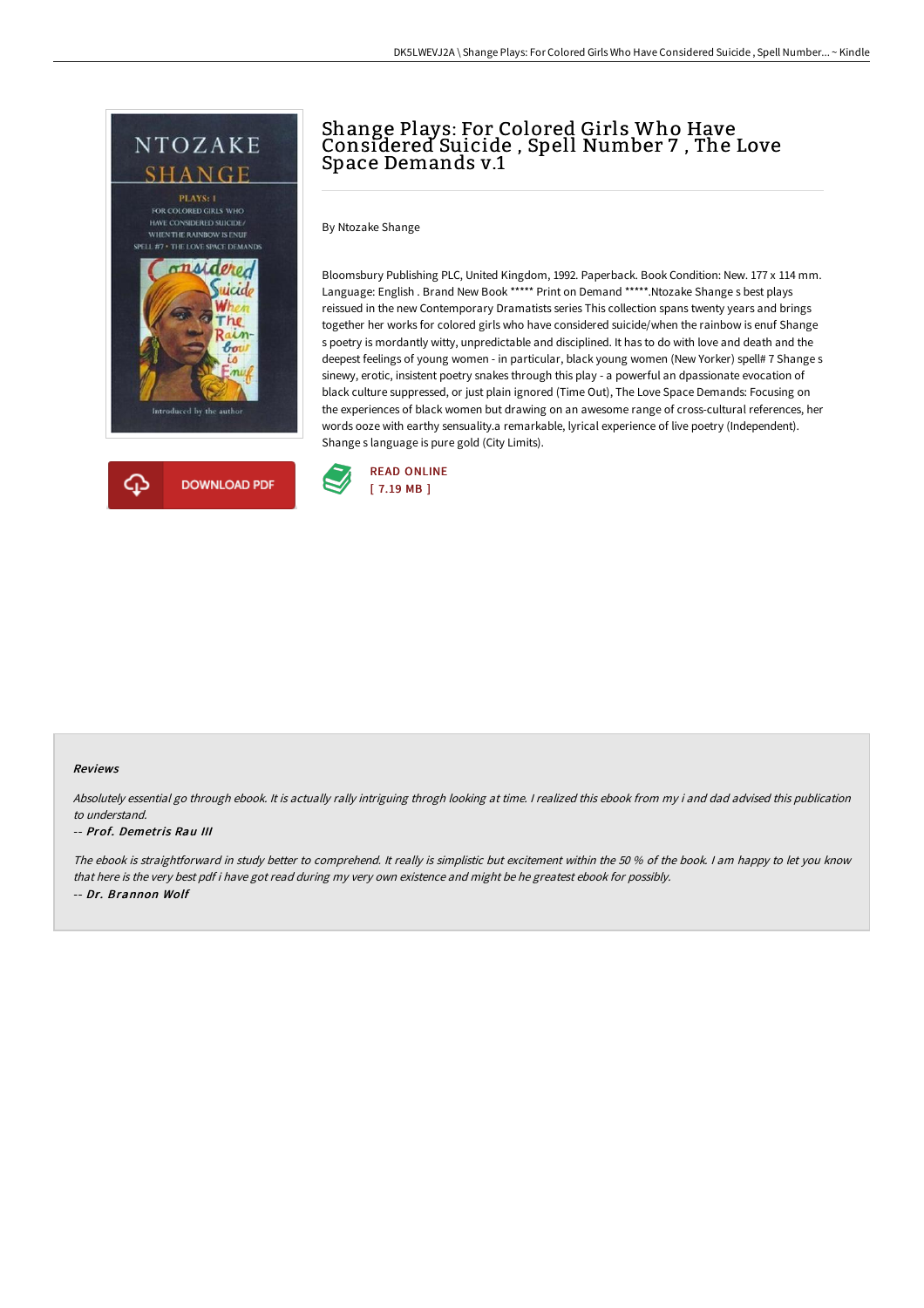# Shange Plays: For Colored Girls Who Have Considered Suicide , Spell Number 7 , The Love Space Demands v.1

By Ntozake Shange

Bloomsbury Publishing PLC, United Kingdom, 1992. Paperback. Book Condition: New. 177 x 114 mm. Language: English . Brand New Book ***** Print on Demand *****.Ntozake Shange s best plays reissued in the new Contemporary Dramatists series This collection spans twenty years and brings together her works for colored girls who have considered suicide/when the rainbow is enuf Shange s poetry is mordantly witty, unpredictable and disciplined. It has to do with love and death and the deepest feelings of young women - in particular, black young women (New Yorker) spell# 7 Shange s sinewy, erotic, insistent poetry snakes through this play - a powerful an dpassionate evocation of black culture suppressed, or just plain ignored (Time Out), The Love Space Demands: Focusing on the experiences of black women but drawing on an awesome range of cross-cultural references, her words ooze with earthy sensuality.a remarkable, lyrical experience of live poetry (Independent). Shange s language is pure gold (City Limits).

DOWNLOAD PDF

READ ONLINE
[ 7.19 MB ]

#### Reviews

*Absolutely essential go through ebook. It is actually rally intriguing throgh looking at time. I realized this ebook from my i and dad advised this publication to understand.*

-- *Prof. Demetris Rau III*

*The ebook is straightforward in study better to comprehend. It really is simplistic but excitement within the 50 % of the book. I am happy to let you know that here is the very best pdf i have got read during my very own existence and might be he greatest ebook for possibly.*

-- *Dr. Brannon Wolf*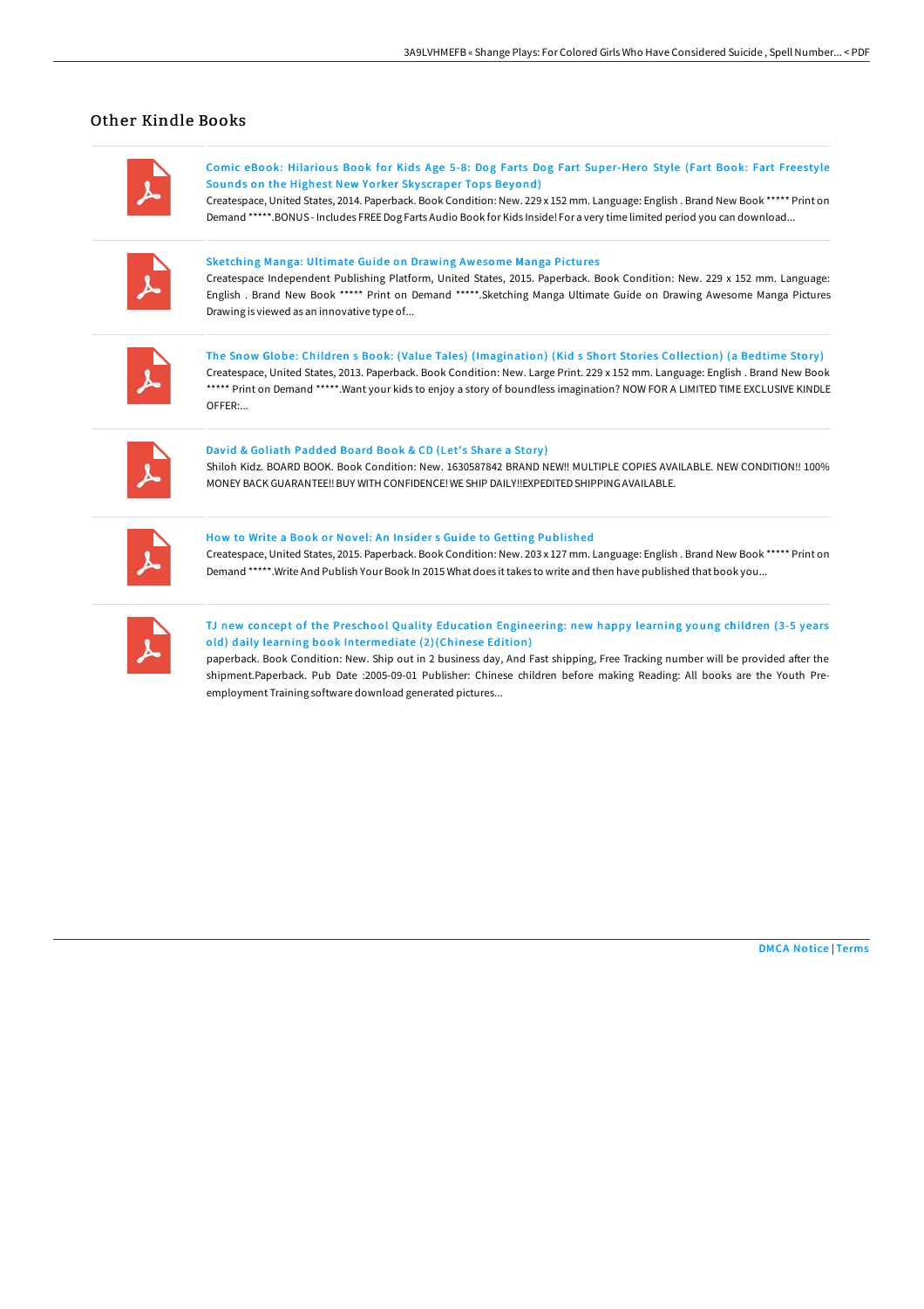## Other Kindle Books

**Comic eBook: Hilarious Book for Kids Age 5-8: Dog Farts Dog Fart Super-Hero Style (Fart Book: Fart Freestyle Sounds on the Highest New Yorker Skyscraper Tops Beyond)**

Createspace, United States, 2014. Paperback. Book Condition: New. 229 x 152 mm. Language: English . Brand New Book ***** Print on Demand *****.BONUS - Includes FREE Dog Farts Audio Book for Kids Inside! For a very time limited period you can download...

**Sketching Manga: Ultimate Guide on Drawing Awesome Manga Pictures**

Createspace Independent Publishing Platform, United States, 2015. Paperback. Book Condition: New. 229 x 152 mm. Language: English . Brand New Book ***** Print on Demand *****.Sketching Manga Ultimate Guide on Drawing Awesome Manga Pictures Drawing is viewed as an innovative type of...

**The Snow Globe: Children s Book: (Value Tales) (Imagination) (Kid s Short Stories Collection) (a Bedtime Story)**

Createspace, United States, 2013. Paperback. Book Condition: New. Large Print. 229 x 152 mm. Language: English . Brand New Book ***** Print on Demand *****.Want your kids to enjoy a story of boundless imagination? NOW FOR A LIMITED TIME EXCLUSIVE KINDLE OFFER:...

**David & Goliath Padded Board Book & CD (Let's Share a Story)**

Shiloh Kidz. BOARD BOOK. Book Condition: New. 1630587842 BRAND NEW!! MULTIPLE COPIES AVAILABLE. NEW CONDITION!! 100% MONEY BACK GUARANTEE!! BUY WITH CONFIDENCE! WE SHIP DAILY!!EXPEDITED SHIPPING AVAILABLE.

**How to Write a Book or Novel: An Insider s Guide to Getting Published**

Createspace, United States, 2015. Paperback. Book Condition: New. 203 x 127 mm. Language: English . Brand New Book ***** Print on Demand *****.Write And Publish Your Book In 2015 What does it takes to write and then have published that book you...

**TJ new concept of the Preschool Quality Education Engineering: new happy learning young children (3-5 years old) daily learning book Intermediate (2)(Chinese Edition)**

paperback. Book Condition: New. Ship out in 2 business day, And Fast shipping, Free Tracking number will be provided after the shipment.Paperback. Pub Date :2005-09-01 Publisher: Chinese children before making Reading: All books are the Youth Pre-employment Training software download generated pictures...

DMCA Notice | Terms